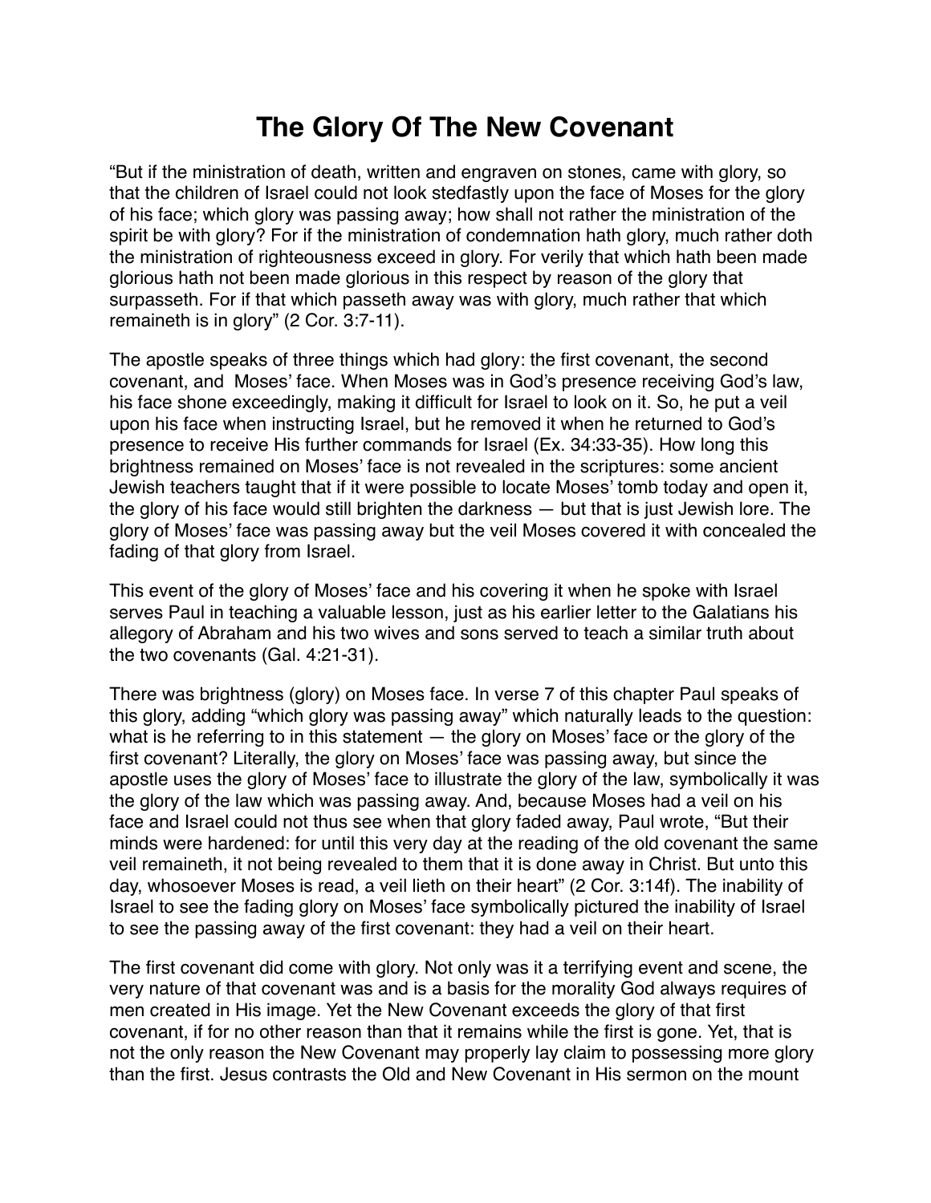# The Glory Of The New Covenant

“But if the ministration of death, written and engraven on stones, came with glory, so that the children of Israel could not look stedfastly upon the face of Moses for the glory of his face; which glory was passing away; how shall not rather the ministration of the spirit be with glory? For if the ministration of condemnation hath glory, much rather doth the ministration of righteousness exceed in glory. For verily that which hath been made glorious hath not been made glorious in this respect by reason of the glory that surpasseth. For if that which passeth away was with glory, much rather that which remaineth is in glory” (2 Cor. 3:7-11).

The apostle speaks of three things which had glory: the first covenant, the second covenant, and  Moses’ face. When Moses was in God’s presence receiving God’s law, his face shone exceedingly, making it difficult for Israel to look on it. So, he put a veil upon his face when instructing Israel, but he removed it when he returned to God’s presence to receive His further commands for Israel (Ex. 34:33-35). How long this brightness remained on Moses’ face is not revealed in the scriptures: some ancient Jewish teachers taught that if it were possible to locate Moses’ tomb today and open it, the glory of his face would still brighten the darkness — but that is just Jewish lore. The glory of Moses’ face was passing away but the veil Moses covered it with concealed the fading of that glory from Israel.

This event of the glory of Moses’ face and his covering it when he spoke with Israel serves Paul in teaching a valuable lesson, just as his earlier letter to the Galatians his allegory of Abraham and his two wives and sons served to teach a similar truth about the two covenants (Gal. 4:21-31).

There was brightness (glory) on Moses face. In verse 7 of this chapter Paul speaks of this glory, adding “which glory was passing away” which naturally leads to the question: what is he referring to in this statement — the glory on Moses’ face or the glory of the first covenant? Literally, the glory on Moses’ face was passing away, but since the apostle uses the glory of Moses’ face to illustrate the glory of the law, symbolically it was the glory of the law which was passing away. And, because Moses had a veil on his face and Israel could not thus see when that glory faded away, Paul wrote, “But their minds were hardened: for until this very day at the reading of the old covenant the same veil remaineth, it not being revealed to them that it is done away in Christ. But unto this day, whosoever Moses is read, a veil lieth on their heart” (2 Cor. 3:14f). The inability of Israel to see the fading glory on Moses’ face symbolically pictured the inability of Israel to see the passing away of the first covenant: they had a veil on their heart.

The first covenant did come with glory. Not only was it a terrifying event and scene, the very nature of that covenant was and is a basis for the morality God always requires of men created in His image. Yet the New Covenant exceeds the glory of that first covenant, if for no other reason than that it remains while the first is gone. Yet, that is not the only reason the New Covenant may properly lay claim to possessing more glory than the first. Jesus contrasts the Old and New Covenant in His sermon on the mount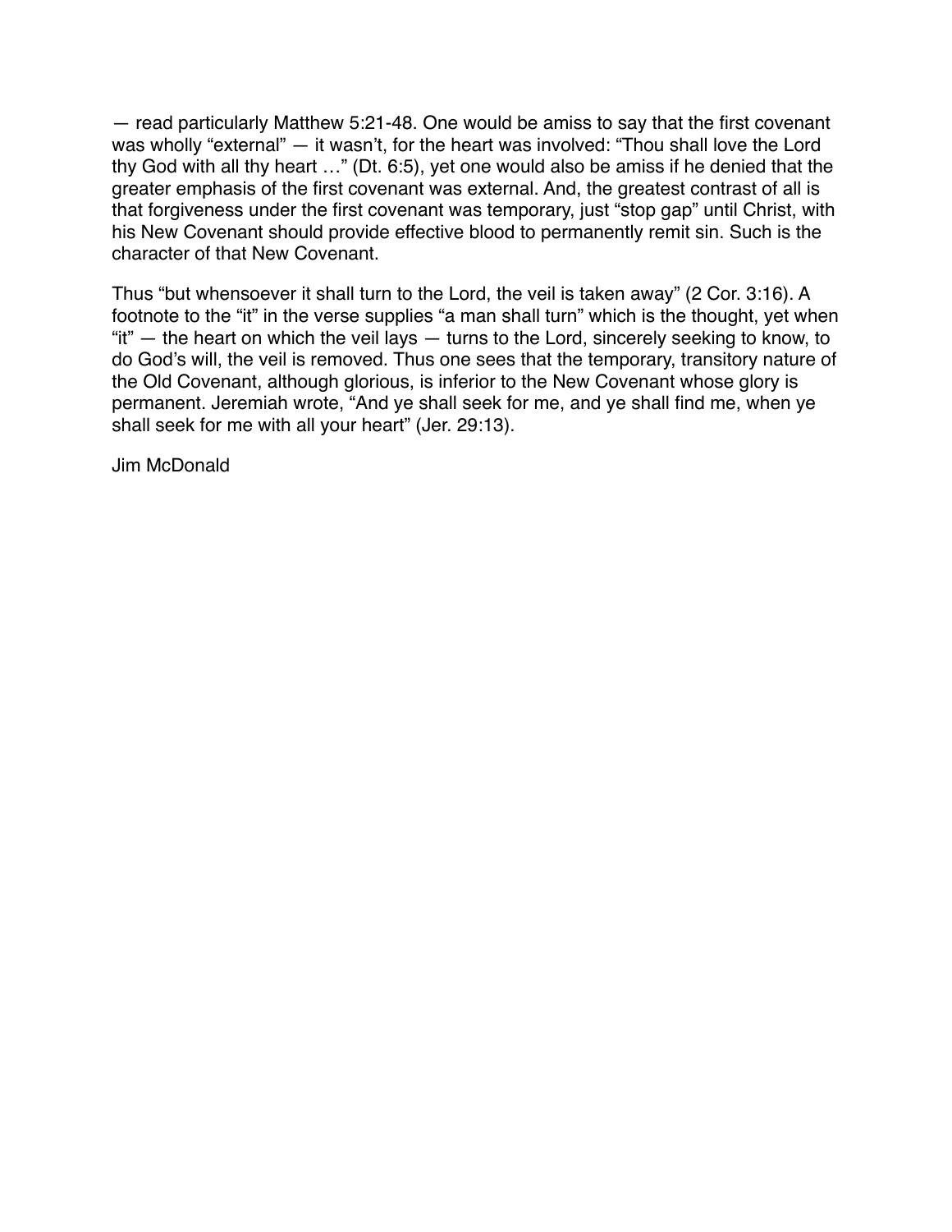— read particularly Matthew 5:21-48. One would be amiss to say that the first covenant was wholly "external" — it wasn't, for the heart was involved: "Thou shall love the Lord thy God with all thy heart …" (Dt. 6:5), yet one would also be amiss if he denied that the greater emphasis of the first covenant was external. And, the greatest contrast of all is that forgiveness under the first covenant was temporary, just "stop gap" until Christ, with his New Covenant should provide effective blood to permanently remit sin. Such is the character of that New Covenant.

Thus "but whensoever it shall turn to the Lord, the veil is taken away" (2 Cor. 3:16). A footnote to the "it" in the verse supplies "a man shall turn" which is the thought, yet when "it" — the heart on which the veil lays — turns to the Lord, sincerely seeking to know, to do God's will, the veil is removed. Thus one sees that the temporary, transitory nature of the Old Covenant, although glorious, is inferior to the New Covenant whose glory is permanent. Jeremiah wrote, "And ye shall seek for me, and ye shall find me, when ye shall seek for me with all your heart" (Jer. 29:13).

Jim McDonald